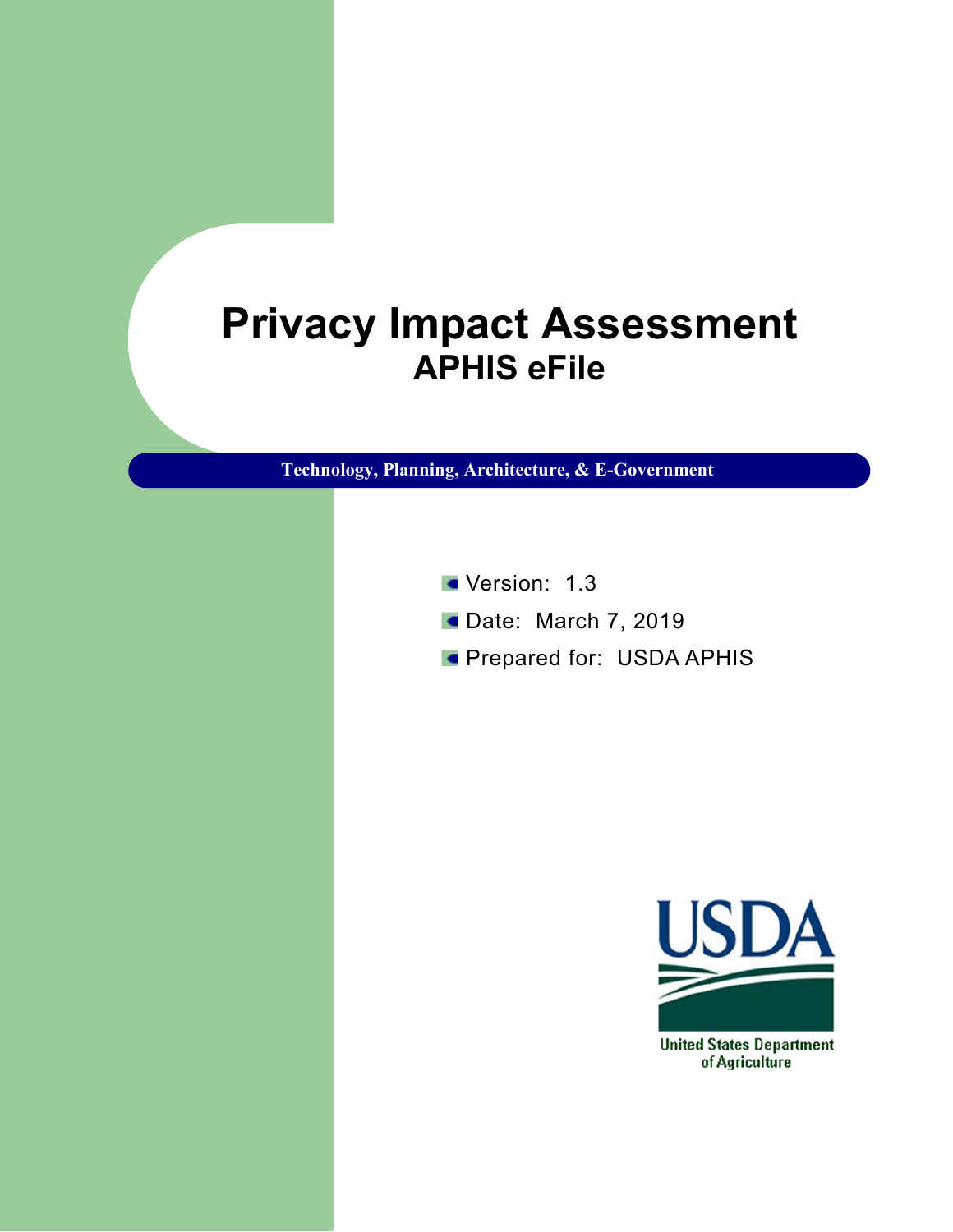# Privacy Impact Assessment

## APHIS eFile

**Technology, Planning, Architecture, & E-Government**

- Version: 1.3
- Date: March 7, 2019
- Prepared for: USDA APHIS

United States Department of Agriculture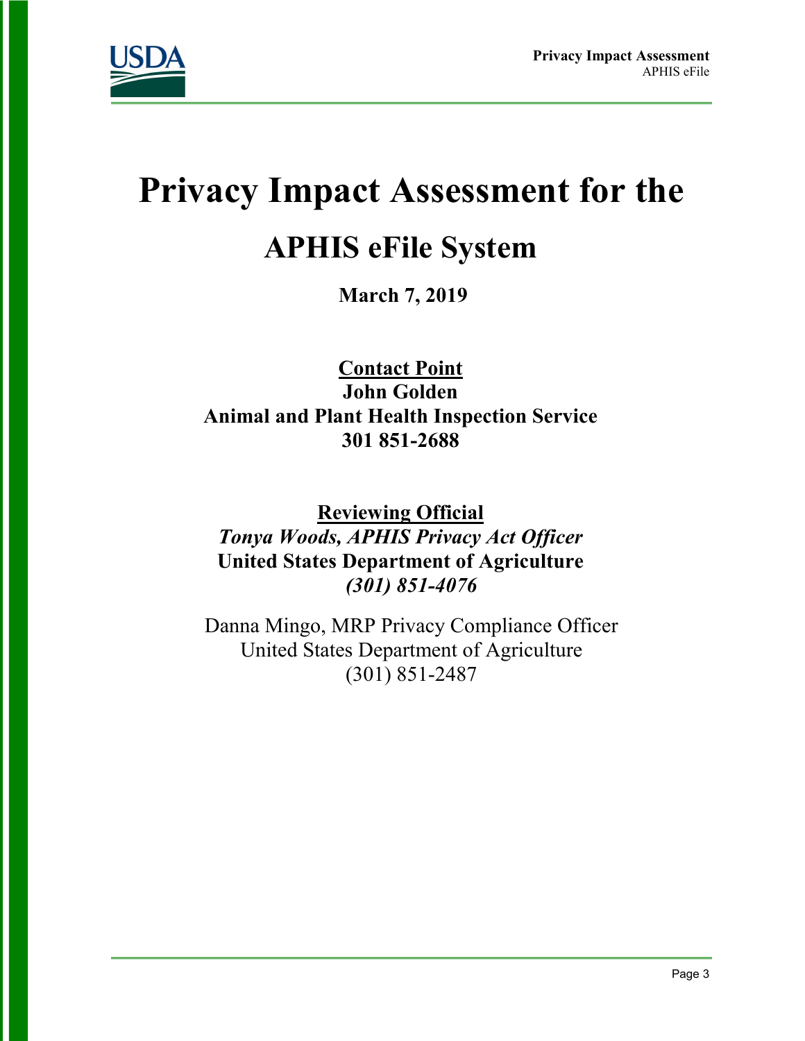# Privacy Impact Assessment for the

## APHIS eFile System

**March 7, 2019**

**<u>Contact Point</u>**
**John Golden**
**Animal and Plant Health Inspection Service**
**301 851-2688**

**<u>Reviewing Official</u>**
***Tonya Woods, APHIS Privacy Act Officer***
**United States Department of Agriculture**
***(301) 851-4076***

Danna Mingo, MRP Privacy Compliance Officer
United States Department of Agriculture
(301) 851-2487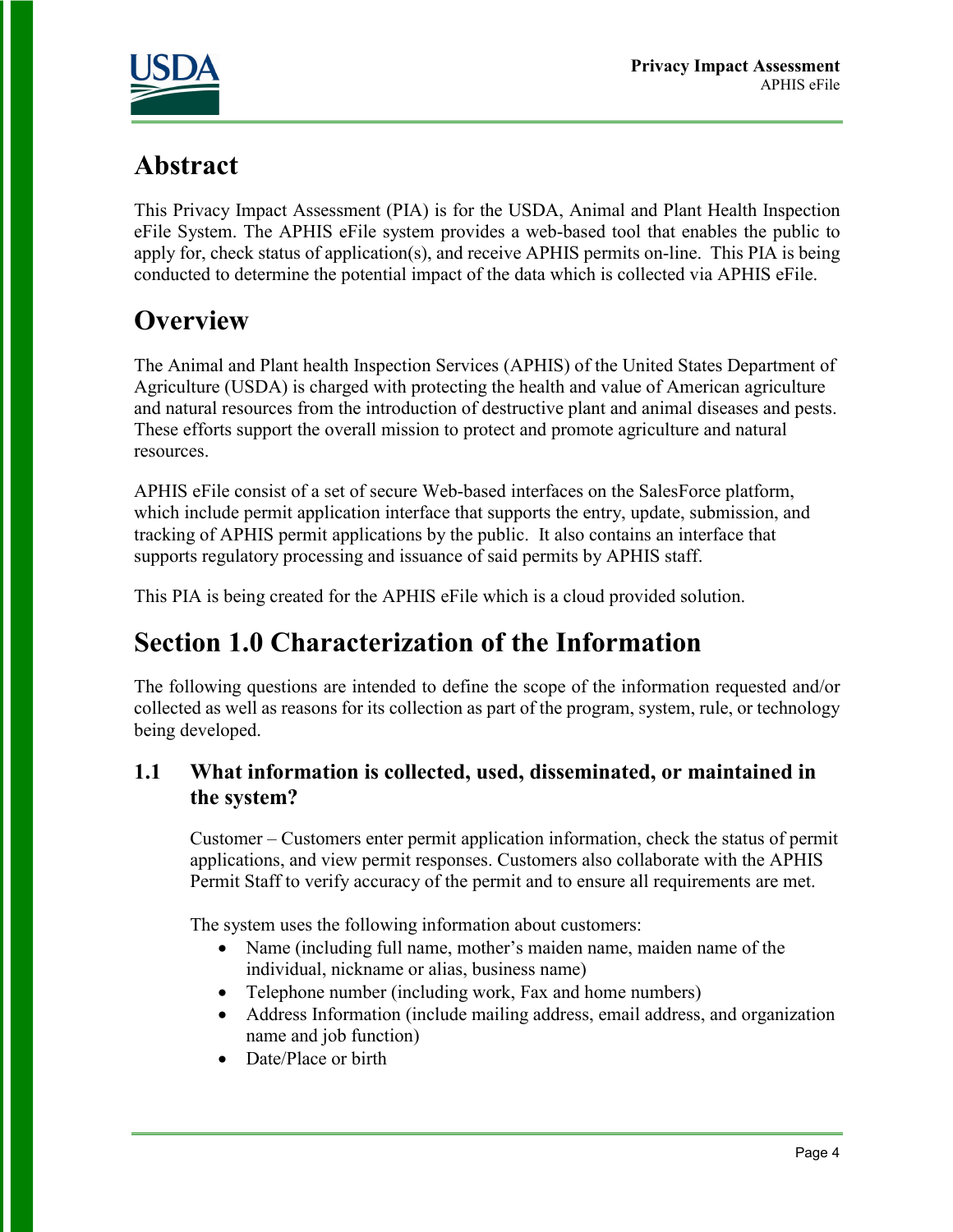# Abstract

This Privacy Impact Assessment (PIA) is for the USDA, Animal and Plant Health Inspection eFile System. The APHIS eFile system provides a web-based tool that enables the public to apply for, check status of application(s), and receive APHIS permits on-line. This PIA is being conducted to determine the potential impact of the data which is collected via APHIS eFile.

# Overview

The Animal and Plant health Inspection Services (APHIS) of the United States Department of Agriculture (USDA) is charged with protecting the health and value of American agriculture and natural resources from the introduction of destructive plant and animal diseases and pests. These efforts support the overall mission to protect and promote agriculture and natural resources.

APHIS eFile consist of a set of secure Web-based interfaces on the SalesForce platform, which include permit application interface that supports the entry, update, submission, and tracking of APHIS permit applications by the public. It also contains an interface that supports regulatory processing and issuance of said permits by APHIS staff.

This PIA is being created for the APHIS eFile which is a cloud provided solution.

# Section 1.0 Characterization of the Information

The following questions are intended to define the scope of the information requested and/or collected as well as reasons for its collection as part of the program, system, rule, or technology being developed.

## 1.1 What information is collected, used, disseminated, or maintained in the system?

Customer – Customers enter permit application information, check the status of permit applications, and view permit responses. Customers also collaborate with the APHIS Permit Staff to verify accuracy of the permit and to ensure all requirements are met.

The system uses the following information about customers:

- Name (including full name, mother's maiden name, maiden name of the individual, nickname or alias, business name)
- Telephone number (including work, Fax and home numbers)
- Address Information (include mailing address, email address, and organization name and job function)
- Date/Place or birth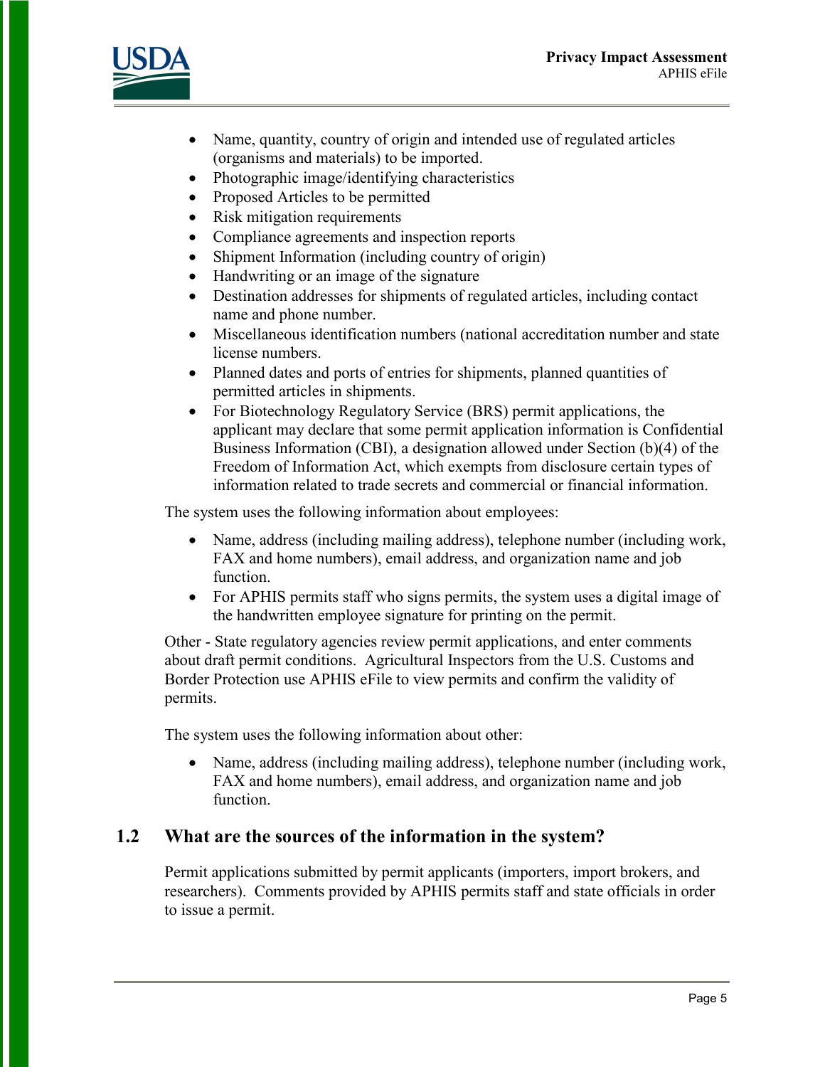- Name, quantity, country of origin and intended use of regulated articles (organisms and materials) to be imported.
- Photographic image/identifying characteristics
- Proposed Articles to be permitted
- Risk mitigation requirements
- Compliance agreements and inspection reports
- Shipment Information (including country of origin)
- Handwriting or an image of the signature
- Destination addresses for shipments of regulated articles, including contact name and phone number.
- Miscellaneous identification numbers (national accreditation number and state license numbers.
- Planned dates and ports of entries for shipments, planned quantities of permitted articles in shipments.
- For Biotechnology Regulatory Service (BRS) permit applications, the applicant may declare that some permit application information is Confidential Business Information (CBI), a designation allowed under Section (b)(4) of the Freedom of Information Act, which exempts from disclosure certain types of information related to trade secrets and commercial or financial information.

The system uses the following information about employees:

- Name, address (including mailing address), telephone number (including work, FAX and home numbers), email address, and organization name and job function.
- For APHIS permits staff who signs permits, the system uses a digital image of the handwritten employee signature for printing on the permit.

Other - State regulatory agencies review permit applications, and enter comments about draft permit conditions. Agricultural Inspectors from the U.S. Customs and Border Protection use APHIS eFile to view permits and confirm the validity of permits.

The system uses the following information about other:

- Name, address (including mailing address), telephone number (including work, FAX and home numbers), email address, and organization name and job function.

## 1.2 What are the sources of the information in the system?

Permit applications submitted by permit applicants (importers, import brokers, and researchers). Comments provided by APHIS permits staff and state officials in order to issue a permit.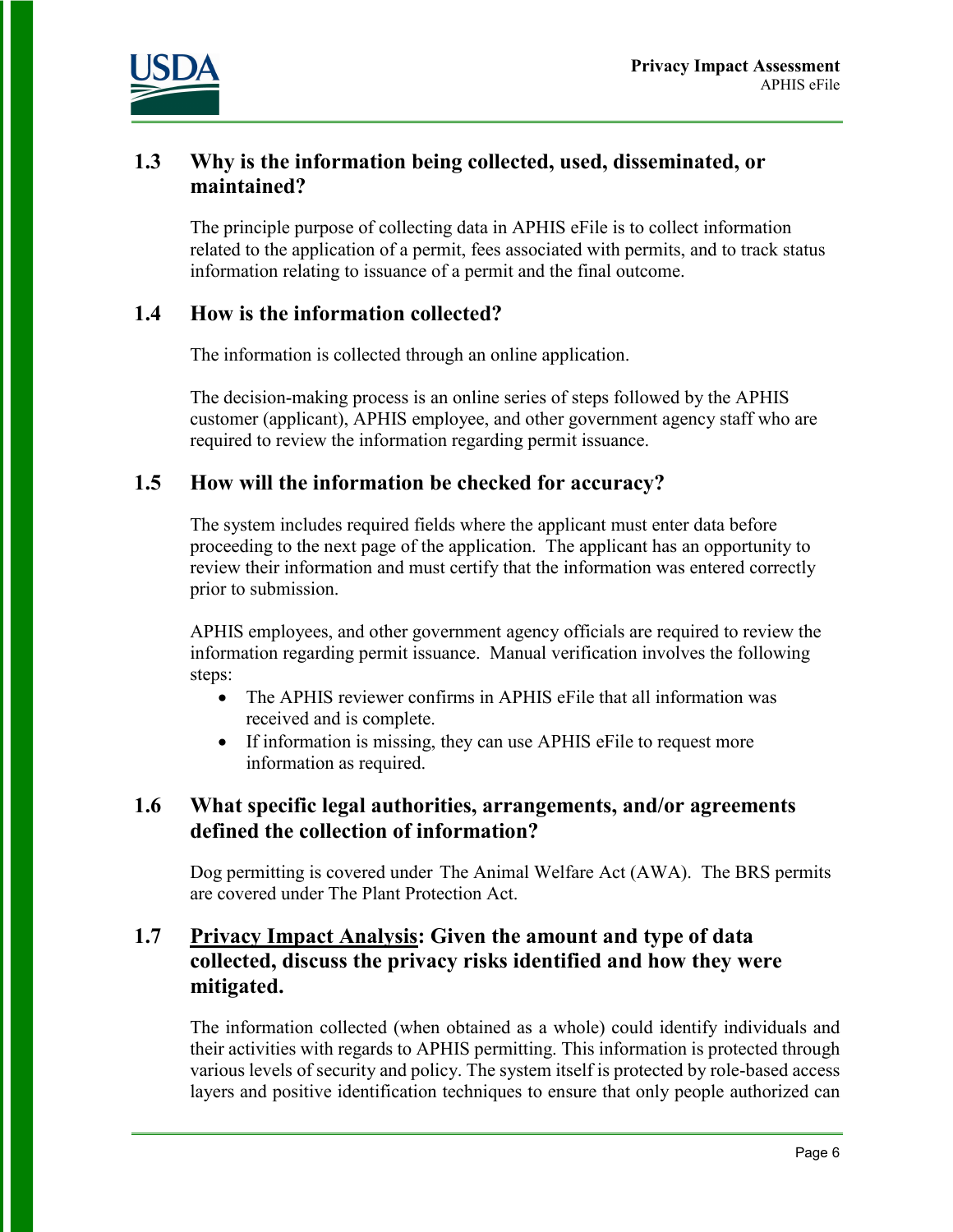### 1.3 Why is the information being collected, used, disseminated, or maintained?

The principle purpose of collecting data in APHIS eFile is to collect information related to the application of a permit, fees associated with permits, and to track status information relating to issuance of a permit and the final outcome.

### 1.4 How is the information collected?

The information is collected through an online application.

The decision-making process is an online series of steps followed by the APHIS customer (applicant), APHIS employee, and other government agency staff who are required to review the information regarding permit issuance.

### 1.5 How will the information be checked for accuracy?

The system includes required fields where the applicant must enter data before proceeding to the next page of the application. The applicant has an opportunity to review their information and must certify that the information was entered correctly prior to submission.

APHIS employees, and other government agency officials are required to review the information regarding permit issuance. Manual verification involves the following steps:

- The APHIS reviewer confirms in APHIS eFile that all information was received and is complete.
- If information is missing, they can use APHIS eFile to request more information as required.

### 1.6 What specific legal authorities, arrangements, and/or agreements defined the collection of information?

Dog permitting is covered under The Animal Welfare Act (AWA). The BRS permits are covered under The Plant Protection Act.

### 1.7 Privacy Impact Analysis: Given the amount and type of data collected, discuss the privacy risks identified and how they were mitigated.

The information collected (when obtained as a whole) could identify individuals and their activities with regards to APHIS permitting. This information is protected through various levels of security and policy. The system itself is protected by role-based access layers and positive identification techniques to ensure that only people authorized can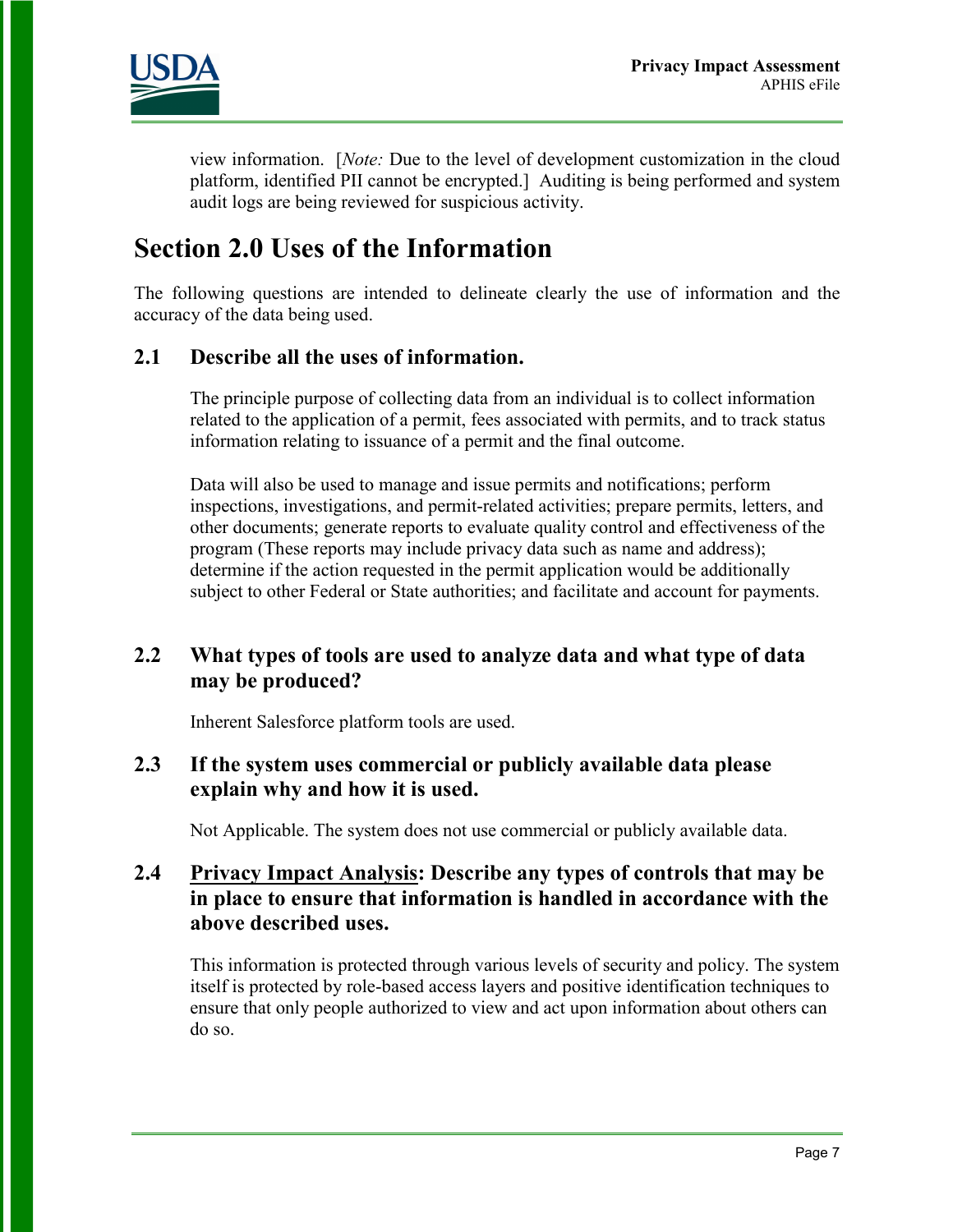view information. [*Note:* Due to the level of development customization in the cloud platform, identified PII cannot be encrypted.] Auditing is being performed and system audit logs are being reviewed for suspicious activity.

# Section 2.0 Uses of the Information

The following questions are intended to delineate clearly the use of information and the accuracy of the data being used.

### 2.1 Describe all the uses of information.

The principle purpose of collecting data from an individual is to collect information related to the application of a permit, fees associated with permits, and to track status information relating to issuance of a permit and the final outcome.

Data will also be used to manage and issue permits and notifications; perform inspections, investigations, and permit-related activities; prepare permits, letters, and other documents; generate reports to evaluate quality control and effectiveness of the program (These reports may include privacy data such as name and address); determine if the action requested in the permit application would be additionally subject to other Federal or State authorities; and facilitate and account for payments.

### 2.2 What types of tools are used to analyze data and what type of data may be produced?

Inherent Salesforce platform tools are used.

### 2.3 If the system uses commercial or publicly available data please explain why and how it is used.

Not Applicable. The system does not use commercial or publicly available data.

### 2.4 Privacy Impact Analysis: Describe any types of controls that may be in place to ensure that information is handled in accordance with the above described uses.

This information is protected through various levels of security and policy. The system itself is protected by role-based access layers and positive identification techniques to ensure that only people authorized to view and act upon information about others can do so.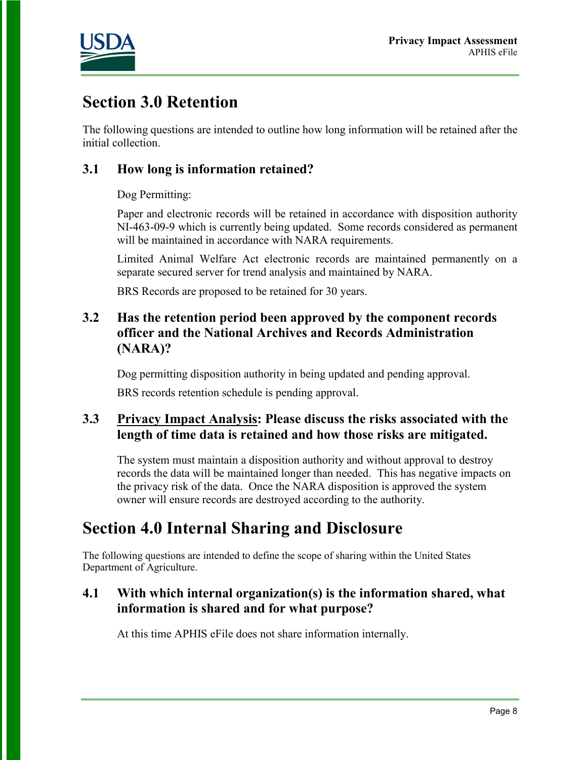# Section 3.0 Retention

The following questions are intended to outline how long information will be retained after the initial collection.

## 3.1 How long is information retained?

Dog Permitting:

Paper and electronic records will be retained in accordance with disposition authority NI-463-09-9 which is currently being updated. Some records considered as permanent will be maintained in accordance with NARA requirements.

Limited Animal Welfare Act electronic records are maintained permanently on a separate secured server for trend analysis and maintained by NARA.

BRS Records are proposed to be retained for 30 years.

## 3.2 Has the retention period been approved by the component records officer and the National Archives and Records Administration (NARA)?

Dog permitting disposition authority in being updated and pending approval.

BRS records retention schedule is pending approval.

## 3.3 Privacy Impact Analysis: Please discuss the risks associated with the length of time data is retained and how those risks are mitigated.

The system must maintain a disposition authority and without approval to destroy records the data will be maintained longer than needed. This has negative impacts on the privacy risk of the data. Once the NARA disposition is approved the system owner will ensure records are destroyed according to the authority.

# Section 4.0 Internal Sharing and Disclosure

The following questions are intended to define the scope of sharing within the United States Department of Agriculture.

## 4.1 With which internal organization(s) is the information shared, what information is shared and for what purpose?

At this time APHIS eFile does not share information internally.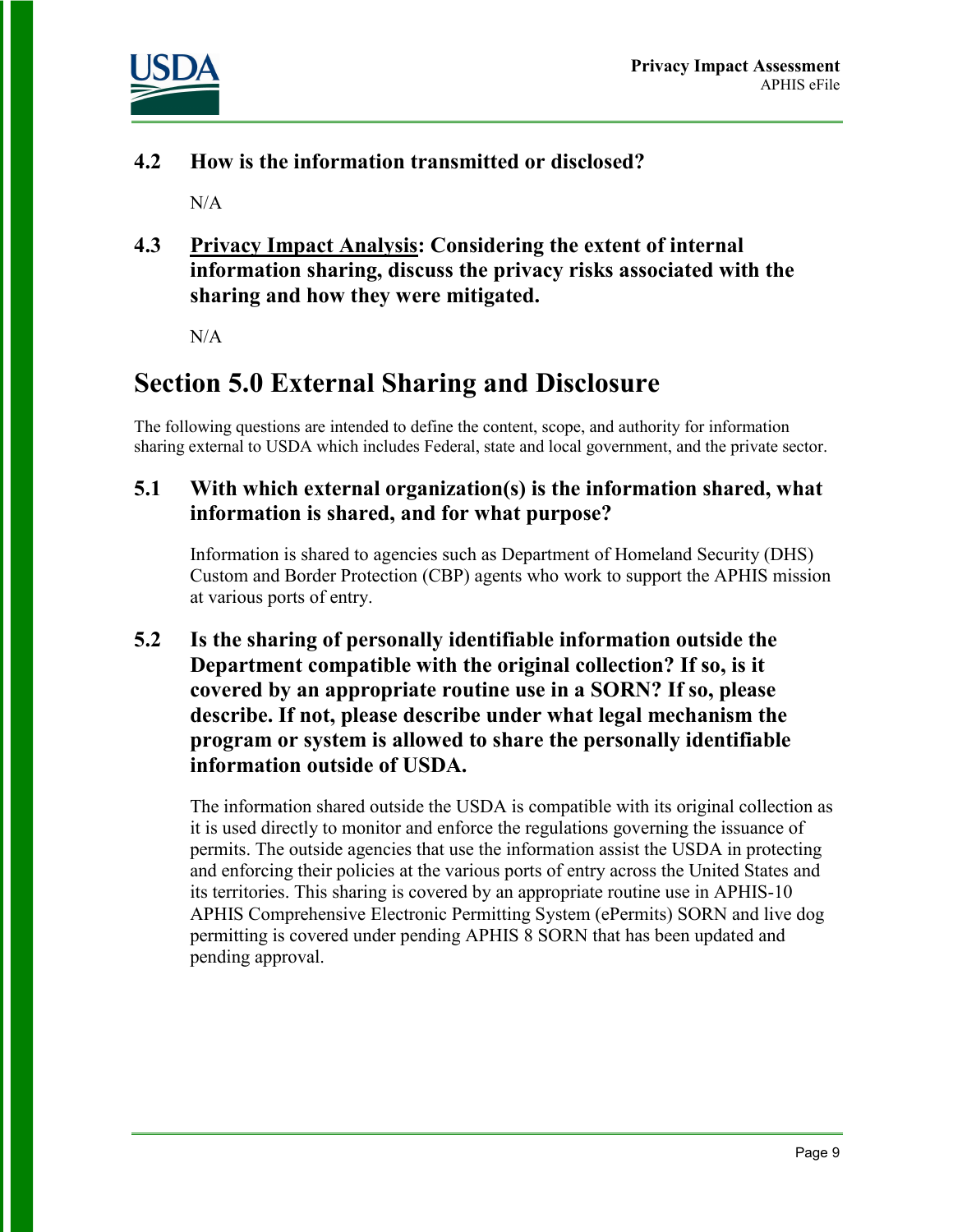### 4.2 How is the information transmitted or disclosed?

N/A

### 4.3 <u>Privacy Impact Analysis</u>: Considering the extent of internal information sharing, discuss the privacy risks associated with the sharing and how they were mitigated.

N/A

## Section 5.0 External Sharing and Disclosure

The following questions are intended to define the content, scope, and authority for information sharing external to USDA which includes Federal, state and local government, and the private sector.

### 5.1 With which external organization(s) is the information shared, what information is shared, and for what purpose?

Information is shared to agencies such as Department of Homeland Security (DHS) Custom and Border Protection (CBP) agents who work to support the APHIS mission at various ports of entry.

### 5.2 Is the sharing of personally identifiable information outside the Department compatible with the original collection? If so, is it covered by an appropriate routine use in a SORN? If so, please describe. If not, please describe under what legal mechanism the program or system is allowed to share the personally identifiable information outside of USDA.

The information shared outside the USDA is compatible with its original collection as it is used directly to monitor and enforce the regulations governing the issuance of permits. The outside agencies that use the information assist the USDA in protecting and enforcing their policies at the various ports of entry across the United States and its territories. This sharing is covered by an appropriate routine use in APHIS-10 APHIS Comprehensive Electronic Permitting System (ePermits) SORN and live dog permitting is covered under pending APHIS 8 SORN that has been updated and pending approval.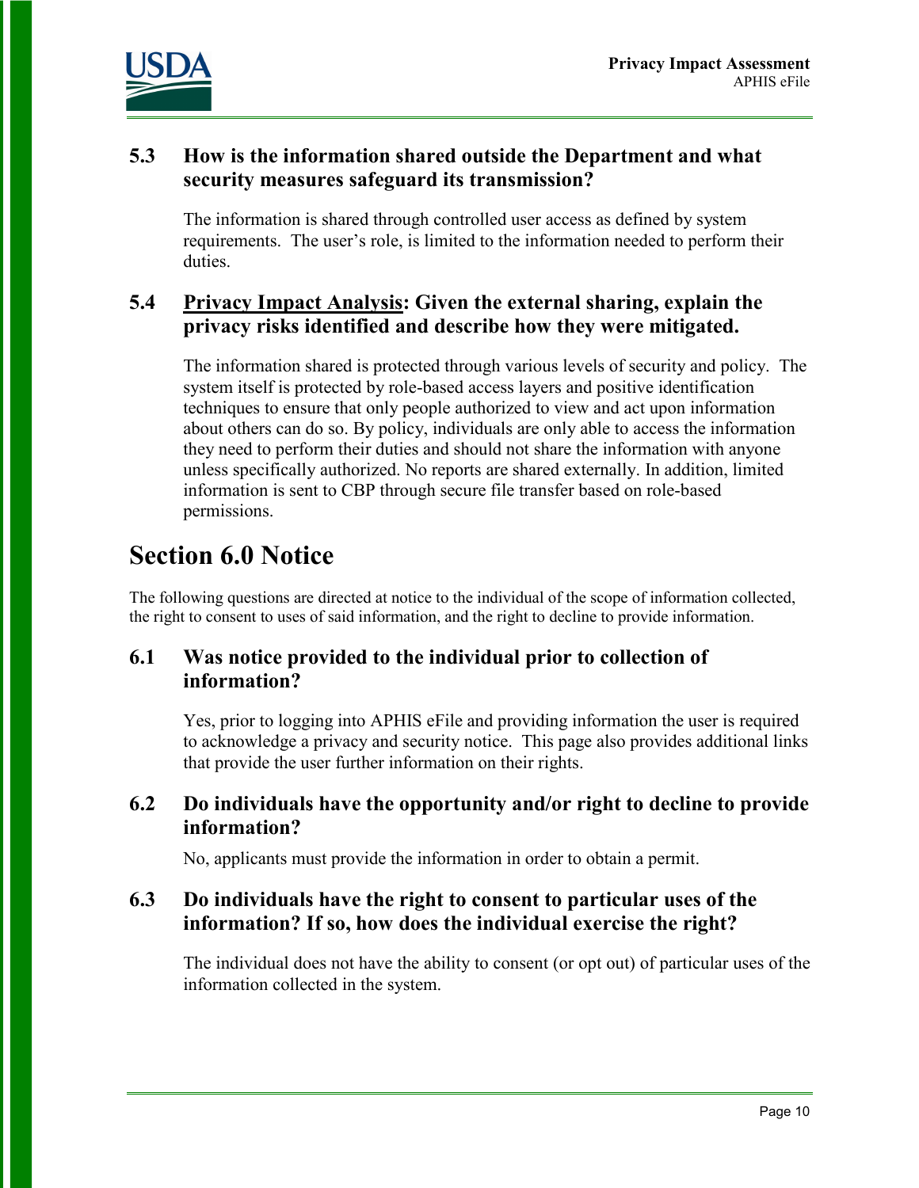### 5.3 How is the information shared outside the Department and what security measures safeguard its transmission?

The information is shared through controlled user access as defined by system requirements. The user's role, is limited to the information needed to perform their duties.

### 5.4 <u>Privacy Impact Analysis</u>: Given the external sharing, explain the privacy risks identified and describe how they were mitigated.

The information shared is protected through various levels of security and policy. The system itself is protected by role-based access layers and positive identification techniques to ensure that only people authorized to view and act upon information about others can do so. By policy, individuals are only able to access the information they need to perform their duties and should not share the information with anyone unless specifically authorized. No reports are shared externally. In addition, limited information is sent to CBP through secure file transfer based on role-based permissions.

## Section 6.0 Notice

The following questions are directed at notice to the individual of the scope of information collected, the right to consent to uses of said information, and the right to decline to provide information.

### 6.1 Was notice provided to the individual prior to collection of information?

Yes, prior to logging into APHIS eFile and providing information the user is required to acknowledge a privacy and security notice. This page also provides additional links that provide the user further information on their rights.

### 6.2 Do individuals have the opportunity and/or right to decline to provide information?

No, applicants must provide the information in order to obtain a permit.

### 6.3 Do individuals have the right to consent to particular uses of the information? If so, how does the individual exercise the right?

The individual does not have the ability to consent (or opt out) of particular uses of the information collected in the system.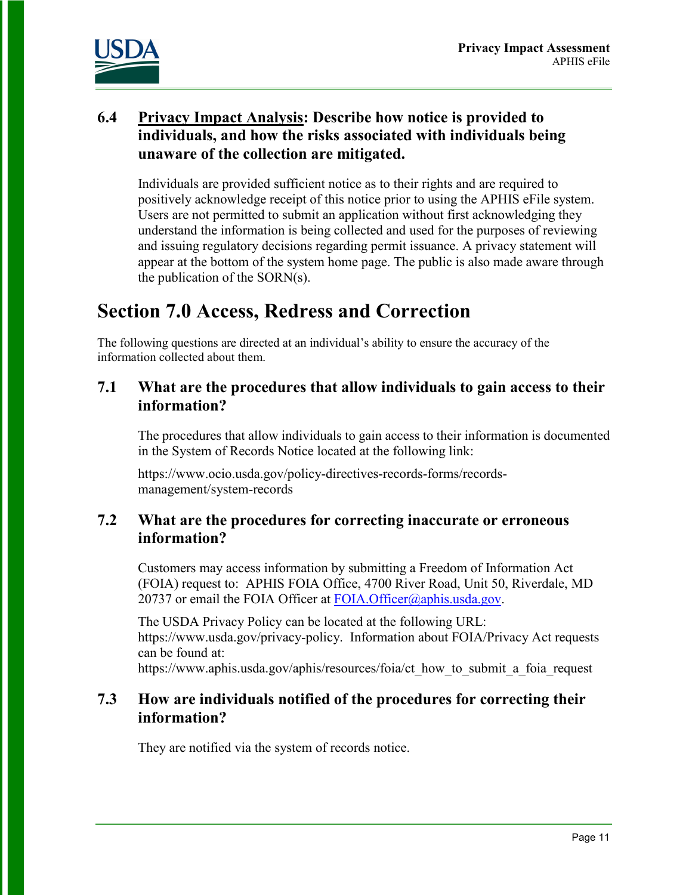### 6.4 <u>Privacy Impact Analysis</u>: Describe how notice is provided to individuals, and how the risks associated with individuals being unaware of the collection are mitigated.

Individuals are provided sufficient notice as to their rights and are required to positively acknowledge receipt of this notice prior to using the APHIS eFile system. Users are not permitted to submit an application without first acknowledging they understand the information is being collected and used for the purposes of reviewing and issuing regulatory decisions regarding permit issuance. A privacy statement will appear at the bottom of the system home page. The public is also made aware through the publication of the SORN(s).

## Section 7.0 Access, Redress and Correction

The following questions are directed at an individual's ability to ensure the accuracy of the information collected about them.

### 7.1 What are the procedures that allow individuals to gain access to their information?

The procedures that allow individuals to gain access to their information is documented in the System of Records Notice located at the following link:

https://www.ocio.usda.gov/policy-directives-records-forms/records-management/system-records

### 7.2 What are the procedures for correcting inaccurate or erroneous information?

Customers may access information by submitting a Freedom of Information Act (FOIA) request to: APHIS FOIA Office, 4700 River Road, Unit 50, Riverdale, MD 20737 or email the FOIA Officer at [FOIA.Officer@aphis.usda.gov](mailto:FOIA.Officer@aphis.usda.gov).

The USDA Privacy Policy can be located at the following URL: https://www.usda.gov/privacy-policy. Information about FOIA/Privacy Act requests can be found at: https://www.aphis.usda.gov/aphis/resources/foia/ct_how_to_submit_a_foia_request

### 7.3 How are individuals notified of the procedures for correcting their information?

They are notified via the system of records notice.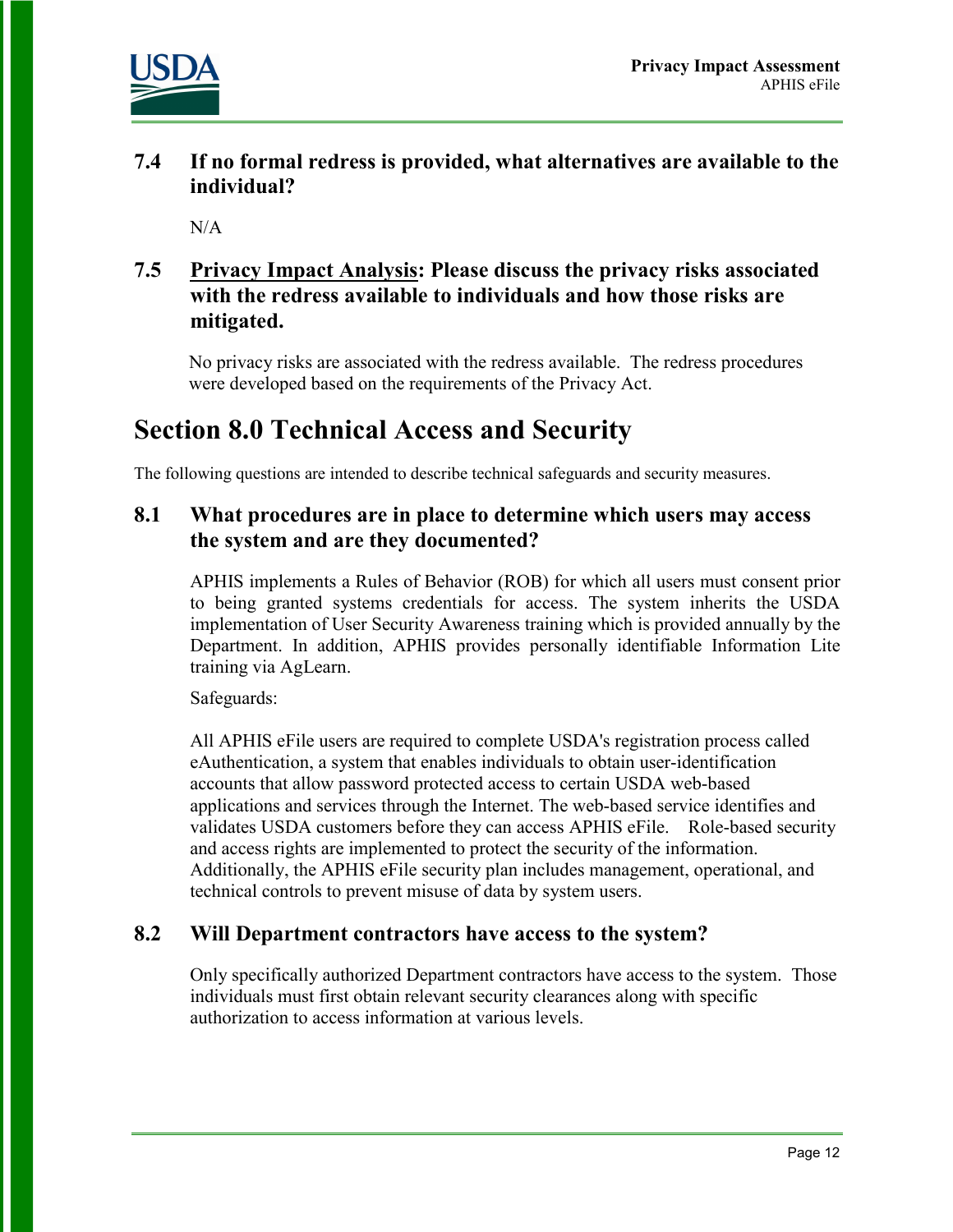### 7.4 If no formal redress is provided, what alternatives are available to the individual?

N/A

### 7.5 Privacy Impact Analysis: Please discuss the privacy risks associated with the redress available to individuals and how those risks are mitigated.

No privacy risks are associated with the redress available. The redress procedures were developed based on the requirements of the Privacy Act.

## Section 8.0 Technical Access and Security

The following questions are intended to describe technical safeguards and security measures.

### 8.1 What procedures are in place to determine which users may access the system and are they documented?

APHIS implements a Rules of Behavior (ROB) for which all users must consent prior to being granted systems credentials for access. The system inherits the USDA implementation of User Security Awareness training which is provided annually by the Department. In addition, APHIS provides personally identifiable Information Lite training via AgLearn.

Safeguards:

All APHIS eFile users are required to complete USDA's registration process called eAuthentication, a system that enables individuals to obtain user-identification accounts that allow password protected access to certain USDA web-based applications and services through the Internet. The web-based service identifies and validates USDA customers before they can access APHIS eFile. Role-based security and access rights are implemented to protect the security of the information. Additionally, the APHIS eFile security plan includes management, operational, and technical controls to prevent misuse of data by system users.

### 8.2 Will Department contractors have access to the system?

Only specifically authorized Department contractors have access to the system. Those individuals must first obtain relevant security clearances along with specific authorization to access information at various levels.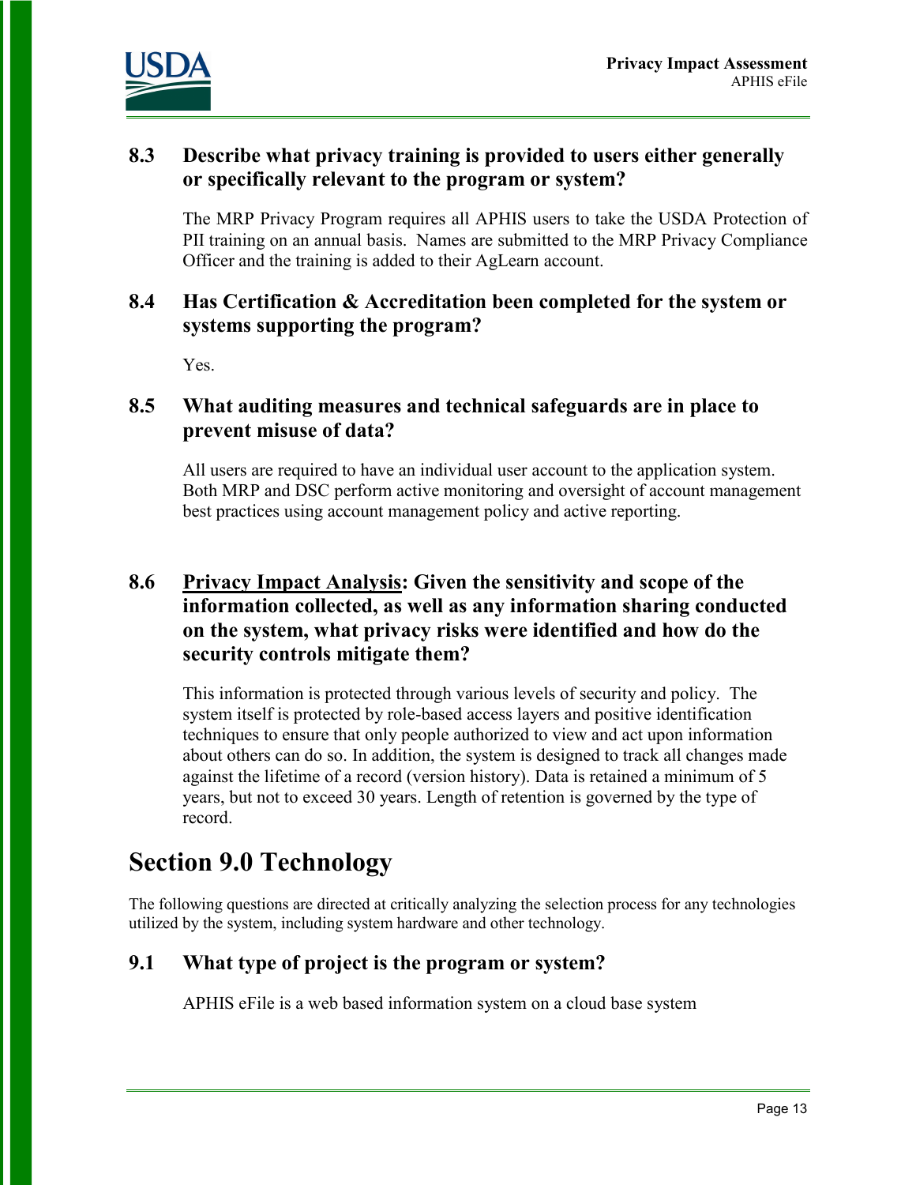### 8.3 Describe what privacy training is provided to users either generally or specifically relevant to the program or system?

The MRP Privacy Program requires all APHIS users to take the USDA Protection of PII training on an annual basis. Names are submitted to the MRP Privacy Compliance Officer and the training is added to their AgLearn account.

### 8.4 Has Certification & Accreditation been completed for the system or systems supporting the program?

Yes.

### 8.5 What auditing measures and technical safeguards are in place to prevent misuse of data?

All users are required to have an individual user account to the application system. Both MRP and DSC perform active monitoring and oversight of account management best practices using account management policy and active reporting.

### 8.6 Privacy Impact Analysis: Given the sensitivity and scope of the information collected, as well as any information sharing conducted on the system, what privacy risks were identified and how do the security controls mitigate them?

This information is protected through various levels of security and policy. The system itself is protected by role-based access layers and positive identification techniques to ensure that only people authorized to view and act upon information about others can do so. In addition, the system is designed to track all changes made against the lifetime of a record (version history). Data is retained a minimum of 5 years, but not to exceed 30 years. Length of retention is governed by the type of record.

## Section 9.0 Technology

The following questions are directed at critically analyzing the selection process for any technologies utilized by the system, including system hardware and other technology.

### 9.1 What type of project is the program or system?

APHIS eFile is a web based information system on a cloud base system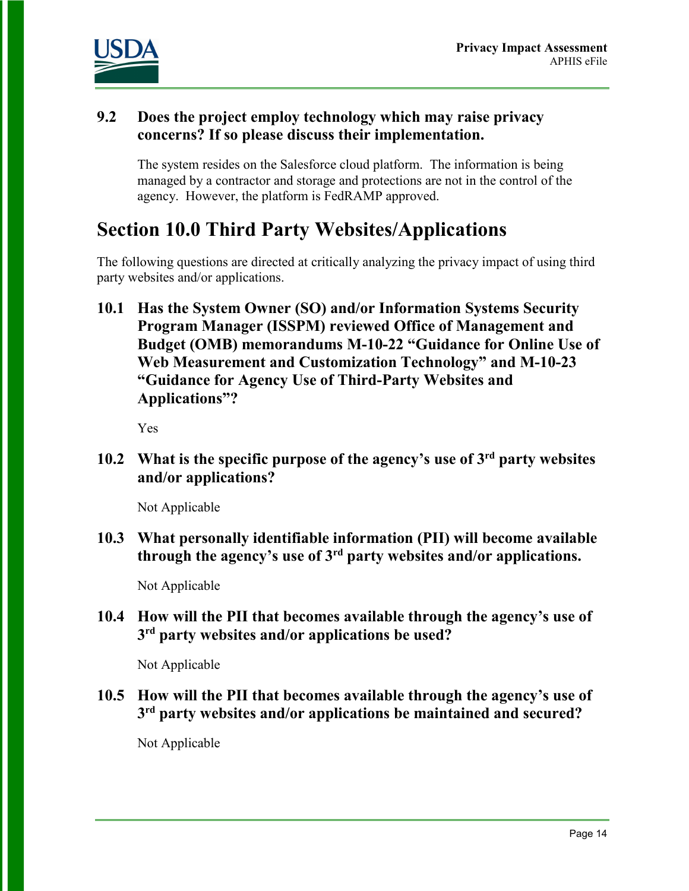### 9.2 Does the project employ technology which may raise privacy concerns? If so please discuss their implementation.

The system resides on the Salesforce cloud platform. The information is being managed by a contractor and storage and protections are not in the control of the agency. However, the platform is FedRAMP approved.

# Section 10.0 Third Party Websites/Applications

The following questions are directed at critically analyzing the privacy impact of using third party websites and/or applications.

### 10.1 Has the System Owner (SO) and/or Information Systems Security Program Manager (ISSPM) reviewed Office of Management and Budget (OMB) memorandums M-10-22 "Guidance for Online Use of Web Measurement and Customization Technology" and M-10-23 "Guidance for Agency Use of Third-Party Websites and Applications"?

Yes

### 10.2 What is the specific purpose of the agency's use of 3rd party websites and/or applications?

Not Applicable

### 10.3 What personally identifiable information (PII) will become available through the agency's use of 3rd party websites and/or applications.

Not Applicable

### 10.4 How will the PII that becomes available through the agency's use of 3rd party websites and/or applications be used?

Not Applicable

### 10.5 How will the PII that becomes available through the agency's use of 3rd party websites and/or applications be maintained and secured?

Not Applicable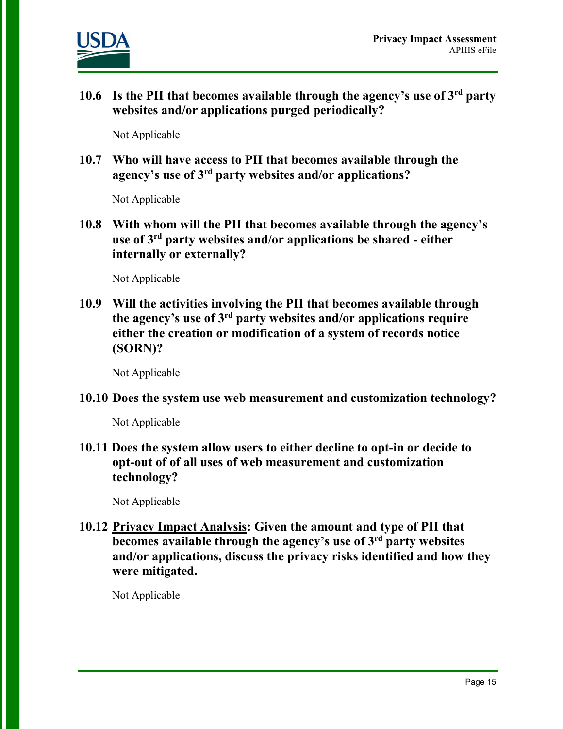**10.6 Is the PII that becomes available through the agency's use of 3rd party websites and/or applications purged periodically?**

Not Applicable

**10.7 Who will have access to PII that becomes available through the agency's use of 3rd party websites and/or applications?**

Not Applicable

**10.8 With whom will the PII that becomes available through the agency's use of 3rd party websites and/or applications be shared - either internally or externally?**

Not Applicable

**10.9 Will the activities involving the PII that becomes available through the agency's use of 3rd party websites and/or applications require either the creation or modification of a system of records notice (SORN)?**

Not Applicable

**10.10 Does the system use web measurement and customization technology?**

Not Applicable

**10.11 Does the system allow users to either decline to opt-in or decide to opt-out of of all uses of web measurement and customization technology?**

Not Applicable

**10.12 <u>Privacy Impact Analysis</u>: Given the amount and type of PII that becomes available through the agency's use of 3rd party websites and/or applications, discuss the privacy risks identified and how they were mitigated.**

Not Applicable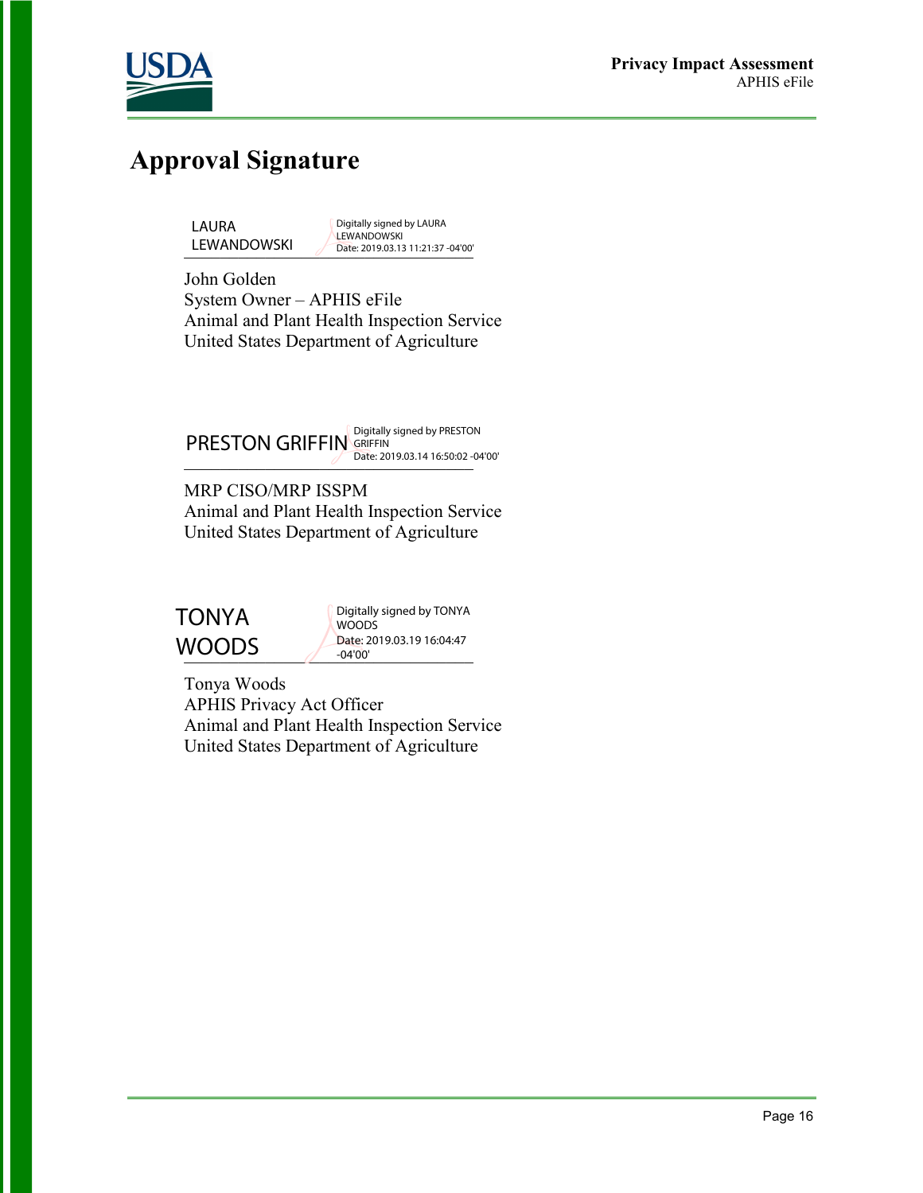# Approval Signature

LAURA LEWANDOWSKI
Digitally signed by LAURA LEWANDOWSKI
Date: 2019.03.13 11:21:37 -04'00'

John Golden
System Owner – APHIS eFile
Animal and Plant Health Inspection Service
United States Department of Agriculture

PRESTON GRIFFIN
Digitally signed by PRESTON GRIFFIN
Date: 2019.03.14 16:50:02 -04'00'

MRP CISO/MRP ISSPM
Animal and Plant Health Inspection Service
United States Department of Agriculture

TONYA WOODS
Digitally signed by TONYA WOODS
Date: 2019.03.19 16:04:47 -04'00'

Tonya Woods
APHIS Privacy Act Officer
Animal and Plant Health Inspection Service
United States Department of Agriculture